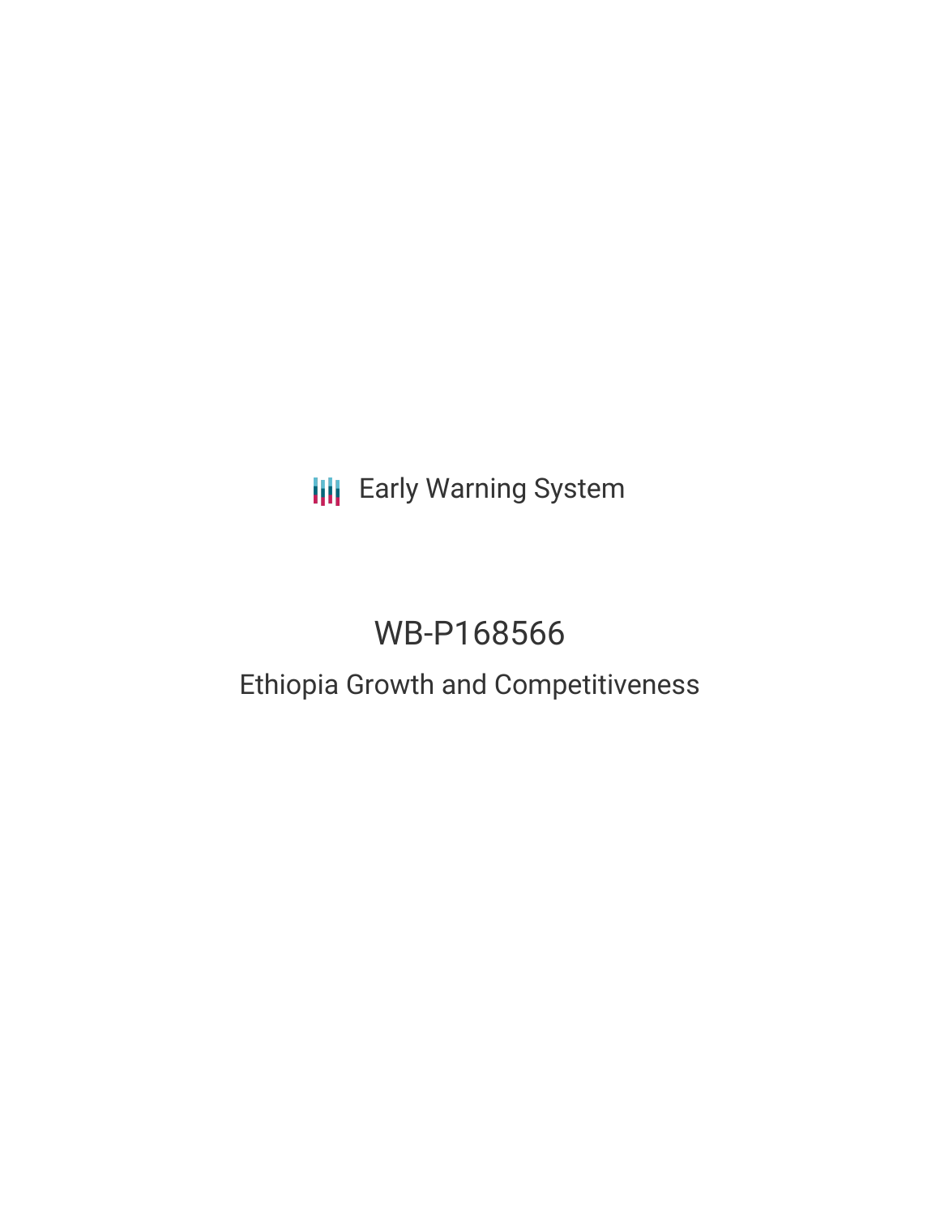Early Warning System

# WB-P168566

## Ethiopia Growth and Competitiveness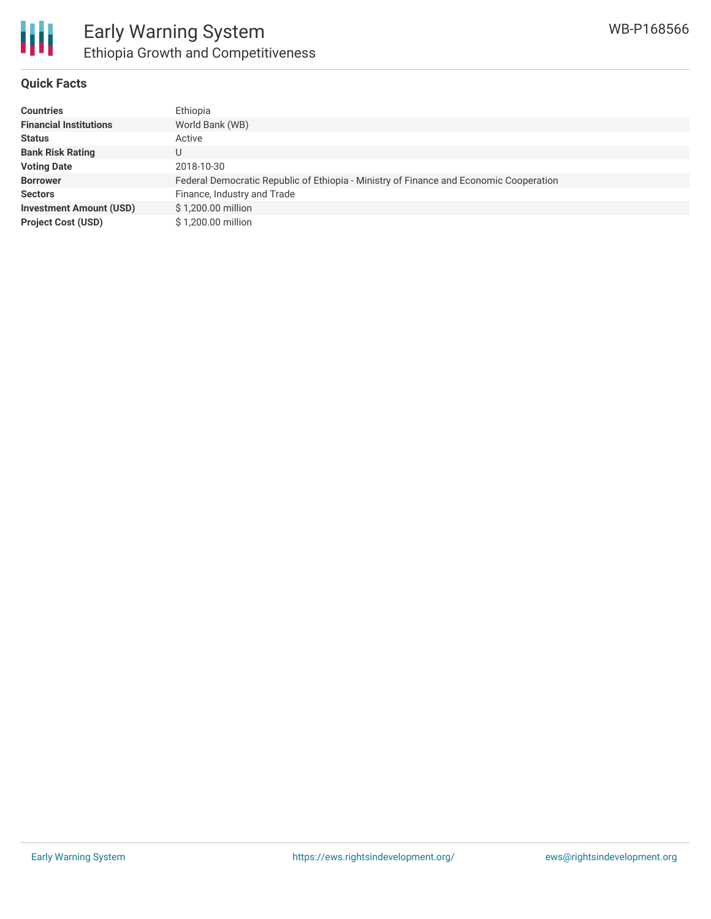# Early Warning System

## Ethiopia Growth and Competitiveness

WB-P168566

### Quick Facts

| | |
|---|---|
| **Countries** | Ethiopia |
| **Financial Institutions** | World Bank (WB) |
| **Status** | Active |
| **Bank Risk Rating** | U |
| **Voting Date** | 2018-10-30 |
| **Borrower** | Federal Democratic Republic of Ethiopia - Ministry of Finance and Economic Cooperation |
| **Sectors** | Finance, Industry and Trade |
| **Investment Amount (USD)** | $ 1,200.00 million |
| **Project Cost (USD)** | $ 1,200.00 million |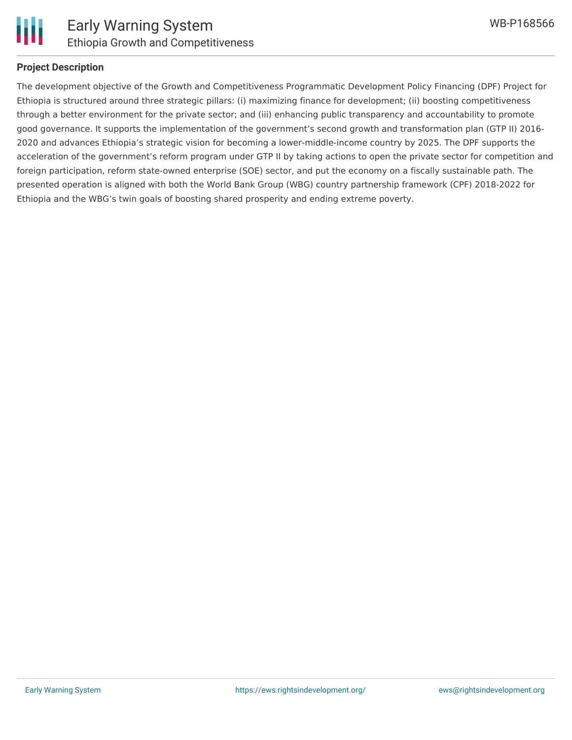## Project Description

The development objective of the Growth and Competitiveness Programmatic Development Policy Financing (DPF) Project for Ethiopia is structured around three strategic pillars: (i) maximizing finance for development; (ii) boosting competitiveness through a better environment for the private sector; and (iii) enhancing public transparency and accountability to promote good governance. It supports the implementation of the government's second growth and transformation plan (GTP II) 2016-2020 and advances Ethiopia's strategic vision for becoming a lower-middle-income country by 2025. The DPF supports the acceleration of the government's reform program under GTP II by taking actions to open the private sector for competition and foreign participation, reform state-owned enterprise (SOE) sector, and put the economy on a fiscally sustainable path. The presented operation is aligned with both the World Bank Group (WBG) country partnership framework (CPF) 2018-2022 for Ethiopia and the WBG's twin goals of boosting shared prosperity and ending extreme poverty.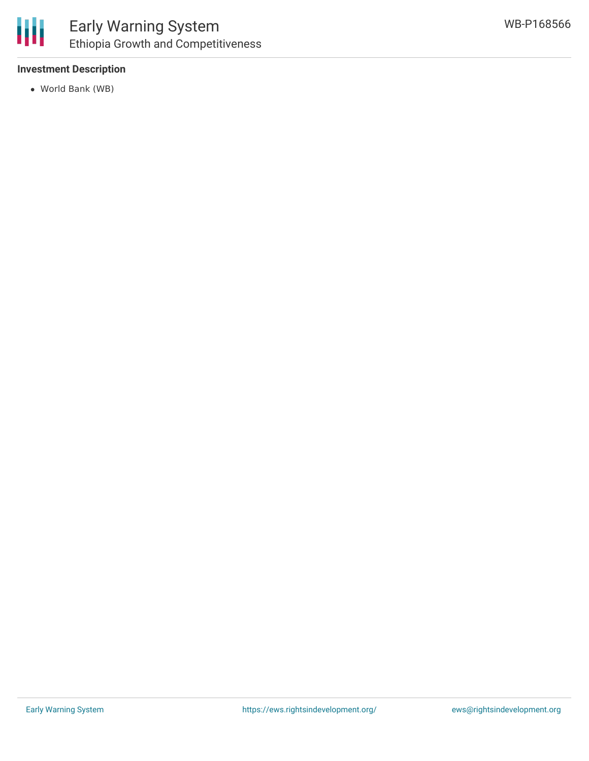**Investment Description**

- World Bank (WB)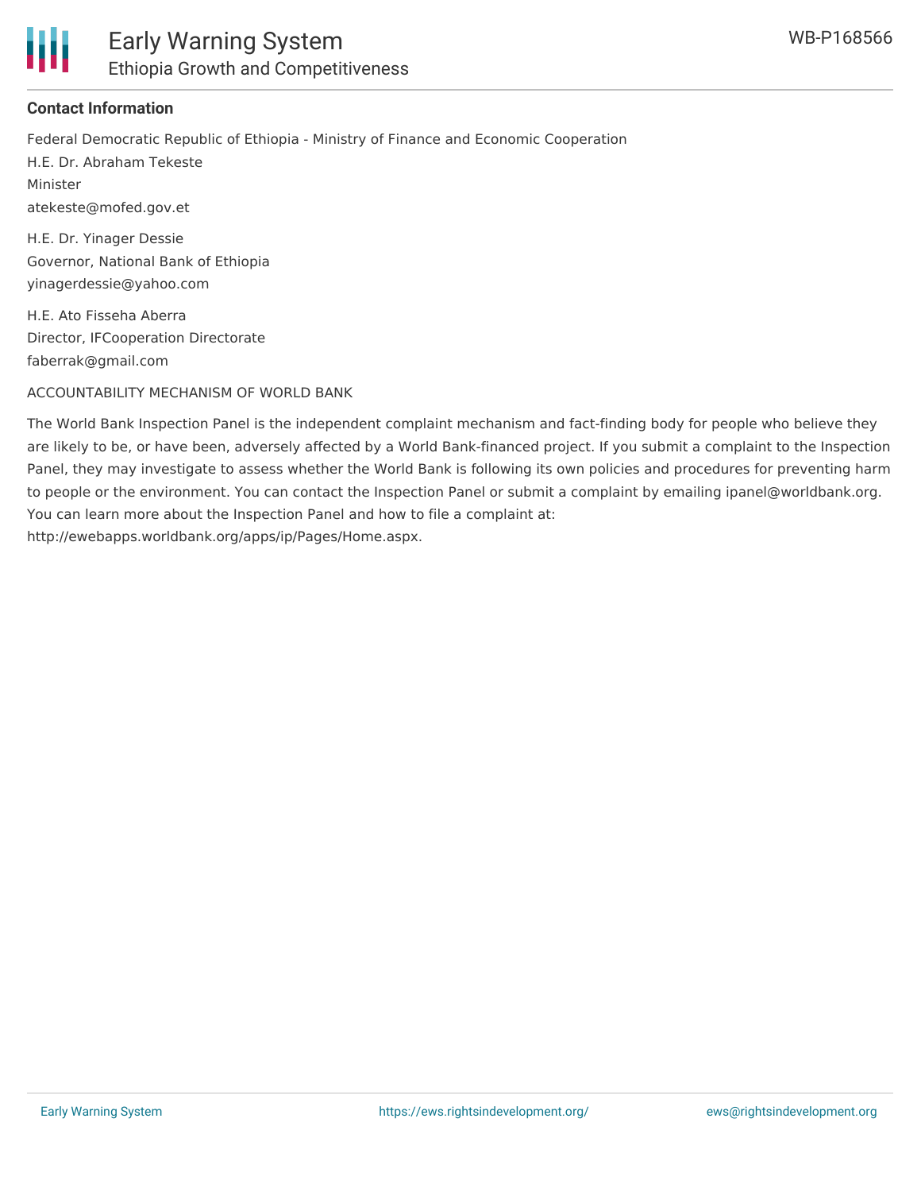**Contact Information**

Federal Democratic Republic of Ethiopia - Ministry of Finance and Economic Cooperation
H.E. Dr. Abraham Tekeste
Minister
atekeste@mofed.gov.et

H.E. Dr. Yinager Dessie
Governor, National Bank of Ethiopia
yinagerdessie@yahoo.com

H.E. Ato Fisseha Aberra
Director, IFCooperation Directorate
faberrak@gmail.com

ACCOUNTABILITY MECHANISM OF WORLD BANK

The World Bank Inspection Panel is the independent complaint mechanism and fact-finding body for people who believe they are likely to be, or have been, adversely affected by a World Bank-financed project. If you submit a complaint to the Inspection Panel, they may investigate to assess whether the World Bank is following its own policies and procedures for preventing harm to people or the environment. You can contact the Inspection Panel or submit a complaint by emailing ipanel@worldbank.org. You can learn more about the Inspection Panel and how to file a complaint at: http://ewebapps.worldbank.org/apps/ip/Pages/Home.aspx.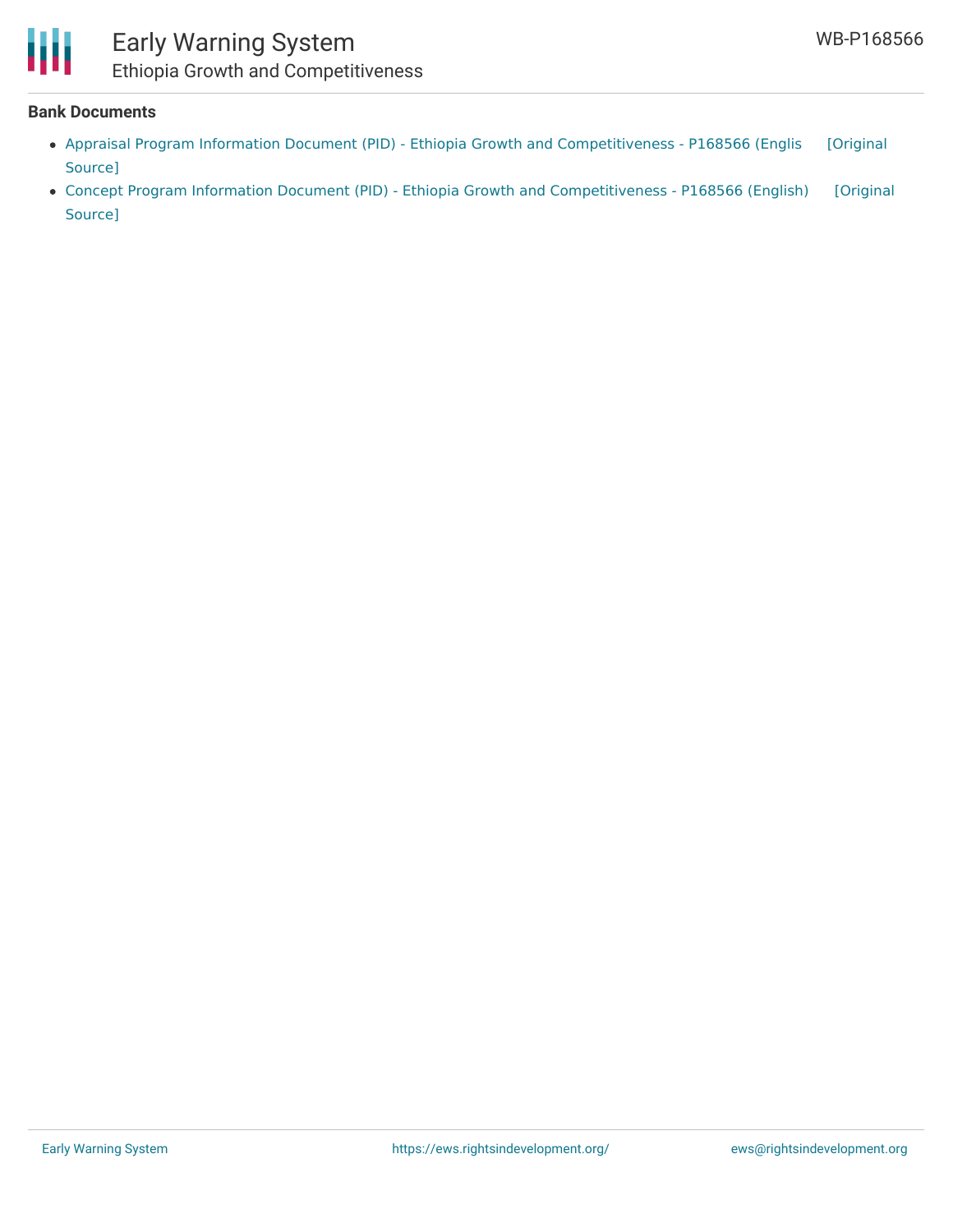**Bank Documents**

- Appraisal Program Information Document (PID) - Ethiopia Growth and Competitiveness - P168566 (Englis [Original Source]
- Concept Program Information Document (PID) - Ethiopia Growth and Competitiveness - P168566 (English) [Original Source]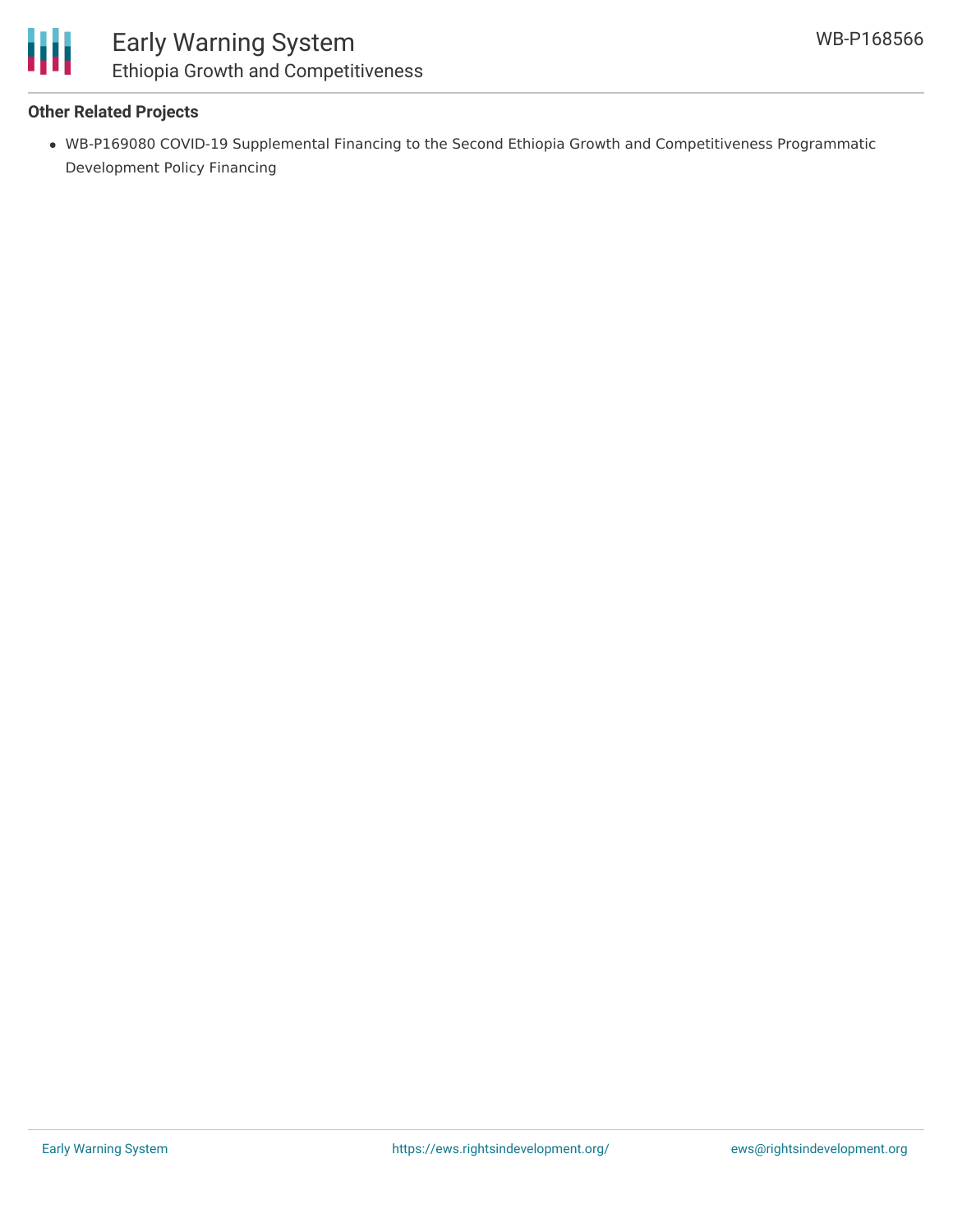**Other Related Projects**

- WB-P169080 COVID-19 Supplemental Financing to the Second Ethiopia Growth and Competitiveness Programmatic Development Policy Financing